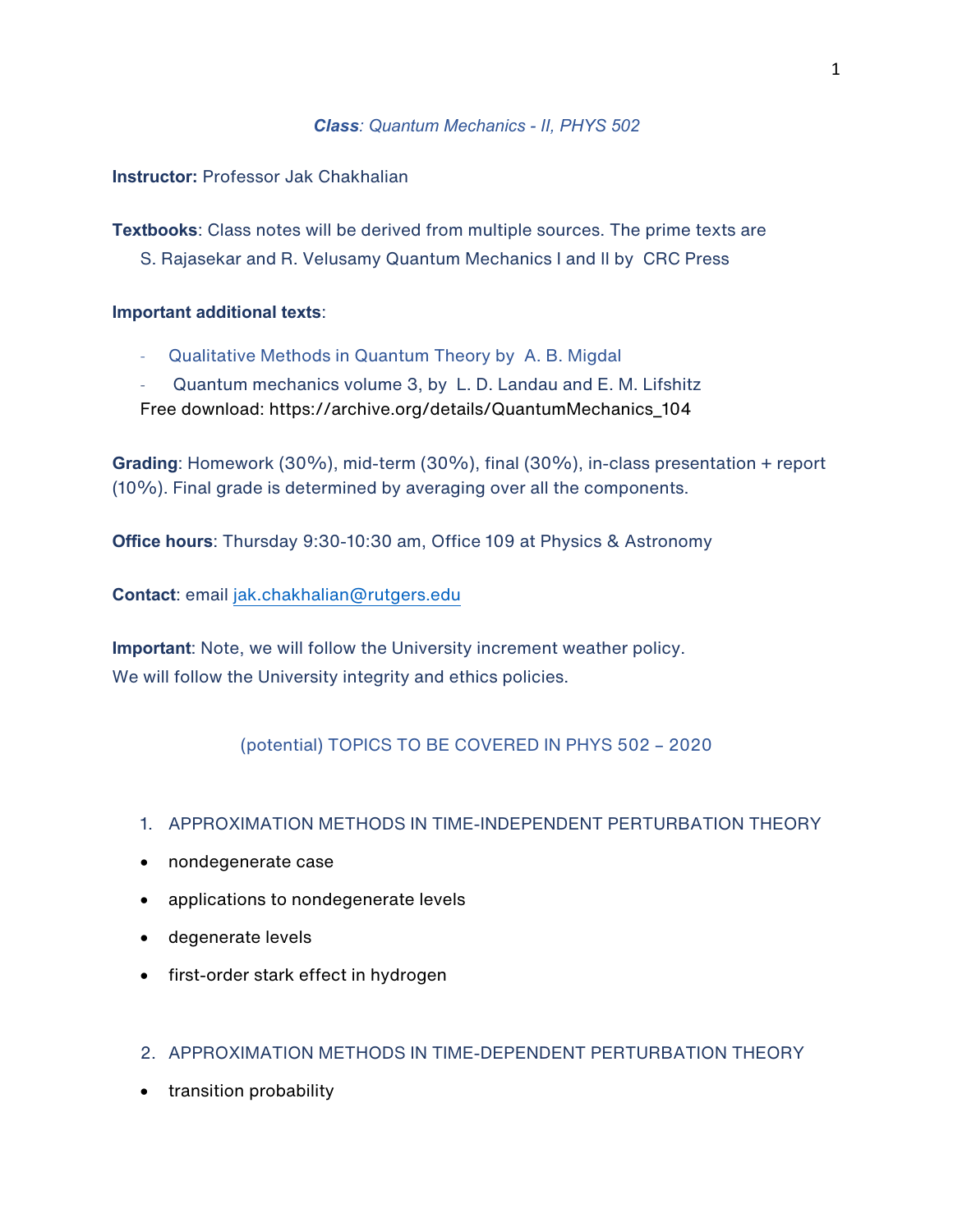***Class**: Quantum Mechanics - II, PHYS 502*

**Instructor:** Professor Jak Chakhalian

**Textbooks**: Class notes will be derived from multiple sources. The prime texts are
S. Rajasekar and R. Velusamy Quantum Mechanics I and II by CRC Press

**Important additional texts**:

- Qualitative Methods in Quantum Theory by A. B. Migdal
- Quantum mechanics volume 3, by L. D. Landau and E. M. Lifshitz

Free download: https://archive.org/details/QuantumMechanics_104

**Grading**: Homework (30%), mid-term (30%), final (30%), in-class presentation + report (10%). Final grade is determined by averaging over all the components.

**Office hours**: Thursday 9:30-10:30 am, Office 109 at Physics & Astronomy

**Contact**: email jak.chakhalian@rutgers.edu

**Important**: Note, we will follow the University increment weather policy.
We will follow the University integrity and ethics policies.

## (potential) TOPICS TO BE COVERED IN PHYS 502 – 2020

1. APPROXIMATION METHODS IN TIME-INDEPENDENT PERTURBATION THEORY

- nondegenerate case
- applications to nondegenerate levels
- degenerate levels
- first-order stark effect in hydrogen

2. APPROXIMATION METHODS IN TIME-DEPENDENT PERTURBATION THEORY

- transition probability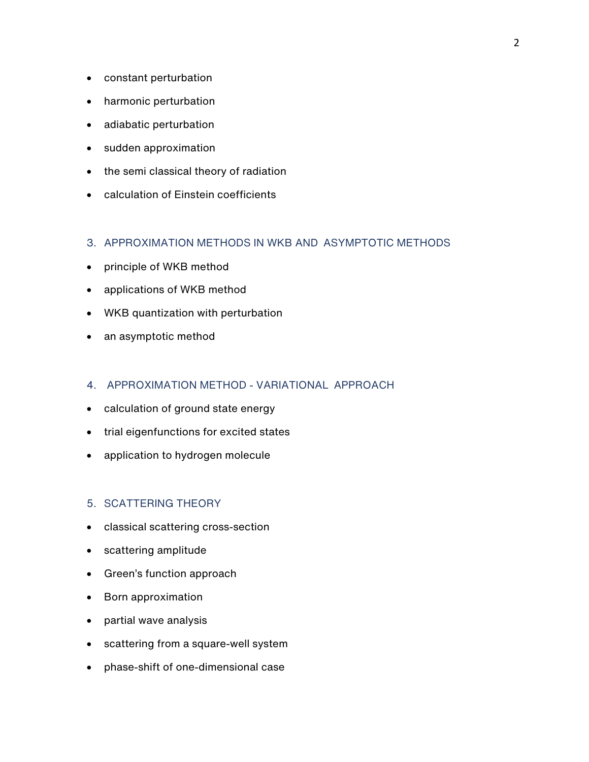- constant perturbation
- harmonic perturbation
- adiabatic perturbation
- sudden approximation
- the semi classical theory of radiation
- calculation of Einstein coefficients

## 3. APPROXIMATION METHODS IN WKB AND ASYMPTOTIC METHODS

- principle of WKB method
- applications of WKB method
- WKB quantization with perturbation
- an asymptotic method

## 4. APPROXIMATION METHOD - VARIATIONAL APPROACH

- calculation of ground state energy
- trial eigenfunctions for excited states
- application to hydrogen molecule

## 5. SCATTERING THEORY

- classical scattering cross-section
- scattering amplitude
- Green's function approach
- Born approximation
- partial wave analysis
- scattering from a square-well system
- phase-shift of one-dimensional case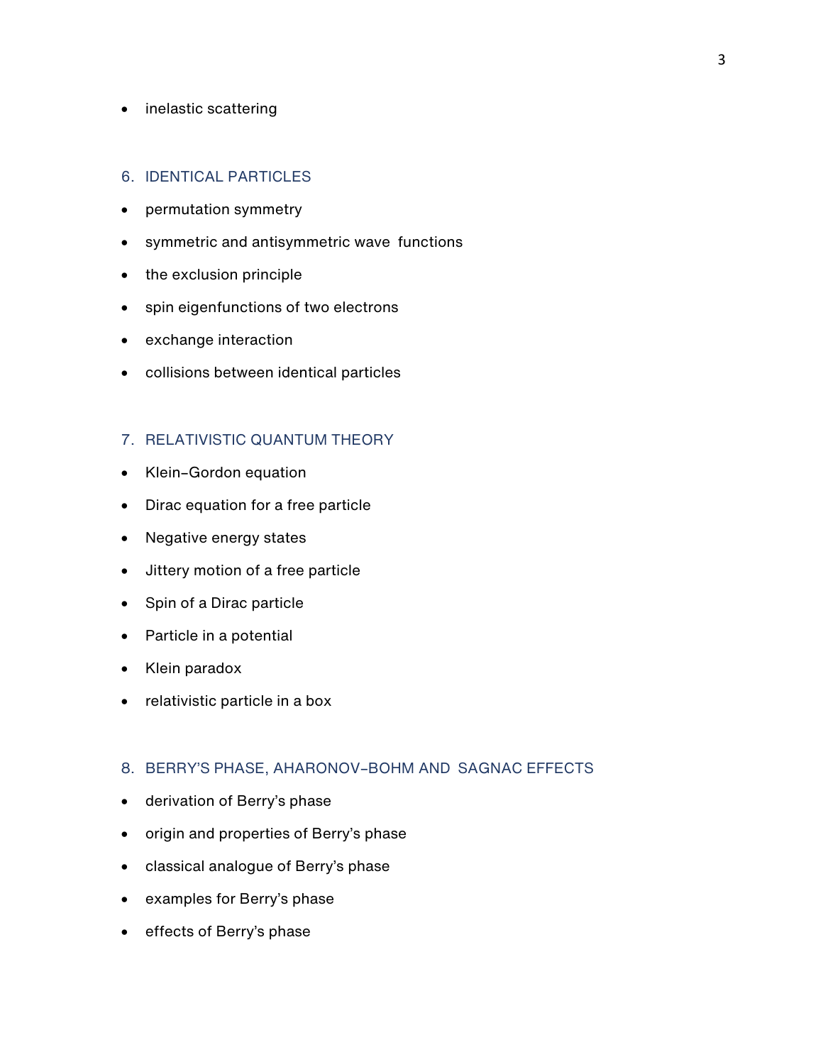- inelastic scattering

## 6. IDENTICAL PARTICLES

- permutation symmetry
- symmetric and antisymmetric wave functions
- the exclusion principle
- spin eigenfunctions of two electrons
- exchange interaction
- collisions between identical particles

## 7. RELATIVISTIC QUANTUM THEORY

- Klein-Gordon equation
- Dirac equation for a free particle
- Negative energy states
- Jittery motion of a free particle
- Spin of a Dirac particle
- Particle in a potential
- Klein paradox
- relativistic particle in a box

## 8. BERRY'S PHASE, AHARONOV-BOHM AND SAGNAC EFFECTS

- derivation of Berry's phase
- origin and properties of Berry's phase
- classical analogue of Berry's phase
- examples for Berry's phase
- effects of Berry's phase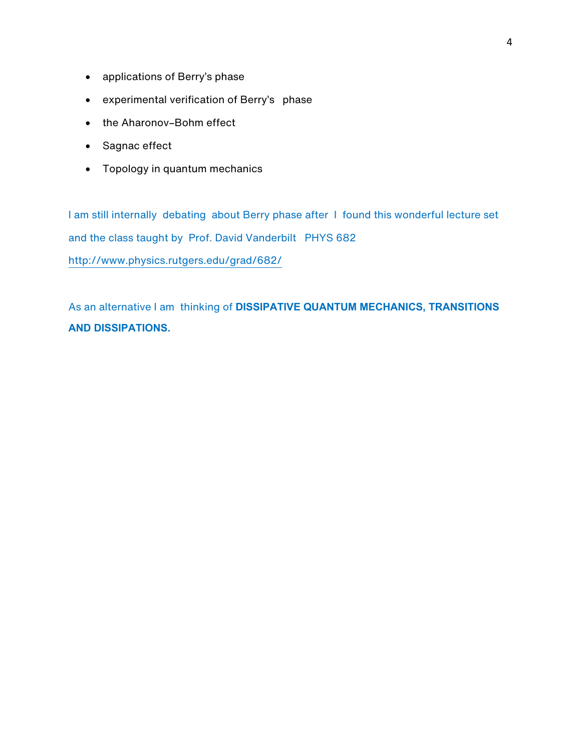- applications of Berry's phase
- experimental verification of Berry's phase
- the Aharonov-Bohm effect
- Sagnac effect
- Topology in quantum mechanics

I am still internally debating about Berry phase after I found this wonderful lecture set and the class taught by Prof. David Vanderbilt PHYS 682
http://www.physics.rutgers.edu/grad/682/

As an alternative I am thinking of **DISSIPATIVE QUANTUM MECHANICS, TRANSITIONS AND DISSIPATIONS.**